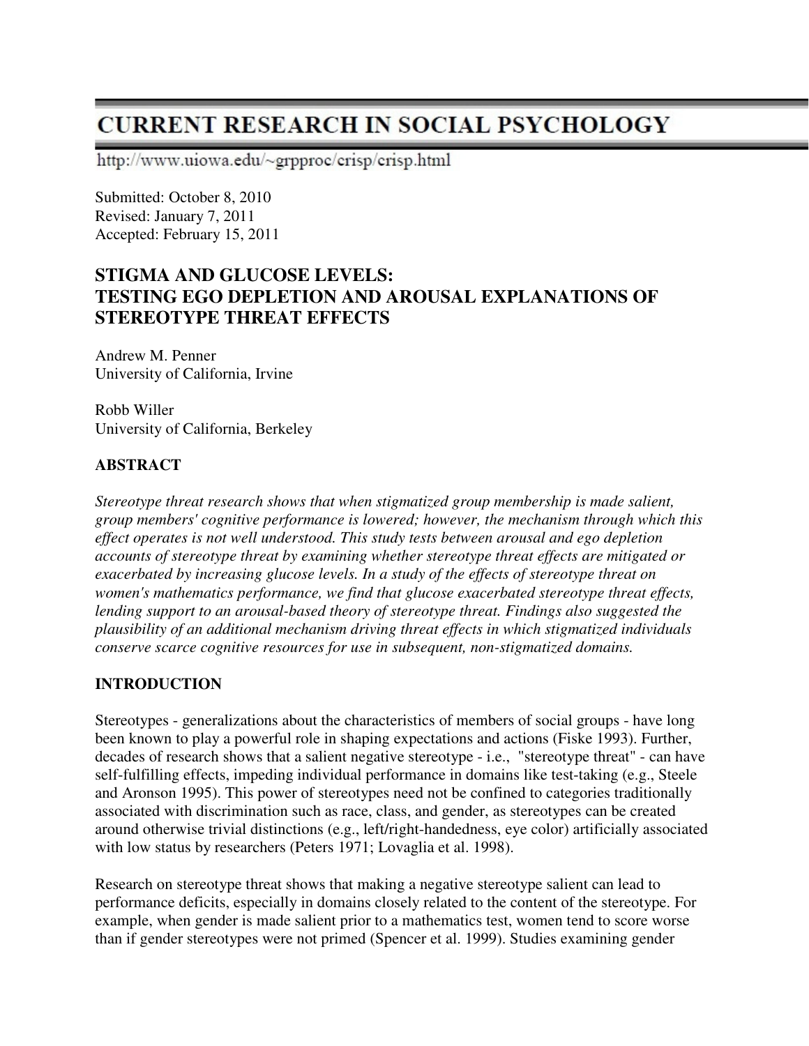# CURRENT RESEARCH IN SOCIAL PSYCHOLOGY

http://www.uiowa.edu/~grpproc/crisp/crisp.html

Submitted: October 8, 2010
Revised: January 7, 2011
Accepted: February 15, 2011

## STIGMA AND GLUCOSE LEVELS: TESTING EGO DEPLETION AND AROUSAL EXPLANATIONS OF STEREOTYPE THREAT EFFECTS

Andrew M. Penner
University of California, Irvine

Robb Willer
University of California, Berkeley

### ABSTRACT

*Stereotype threat research shows that when stigmatized group membership is made salient, group members' cognitive performance is lowered; however, the mechanism through which this effect operates is not well understood. This study tests between arousal and ego depletion accounts of stereotype threat by examining whether stereotype threat effects are mitigated or exacerbated by increasing glucose levels. In a study of the effects of stereotype threat on women's mathematics performance, we find that glucose exacerbated stereotype threat effects, lending support to an arousal-based theory of stereotype threat. Findings also suggested the plausibility of an additional mechanism driving threat effects in which stigmatized individuals conserve scarce cognitive resources for use in subsequent, non-stigmatized domains.*

### INTRODUCTION

Stereotypes - generalizations about the characteristics of members of social groups - have long been known to play a powerful role in shaping expectations and actions (Fiske 1993). Further, decades of research shows that a salient negative stereotype - i.e., "stereotype threat" - can have self-fulfilling effects, impeding individual performance in domains like test-taking (e.g., Steele and Aronson 1995). This power of stereotypes need not be confined to categories traditionally associated with discrimination such as race, class, and gender, as stereotypes can be created around otherwise trivial distinctions (e.g., left/right-handedness, eye color) artificially associated with low status by researchers (Peters 1971; Lovaglia et al. 1998).

Research on stereotype threat shows that making a negative stereotype salient can lead to performance deficits, especially in domains closely related to the content of the stereotype. For example, when gender is made salient prior to a mathematics test, women tend to score worse than if gender stereotypes were not primed (Spencer et al. 1999). Studies examining gender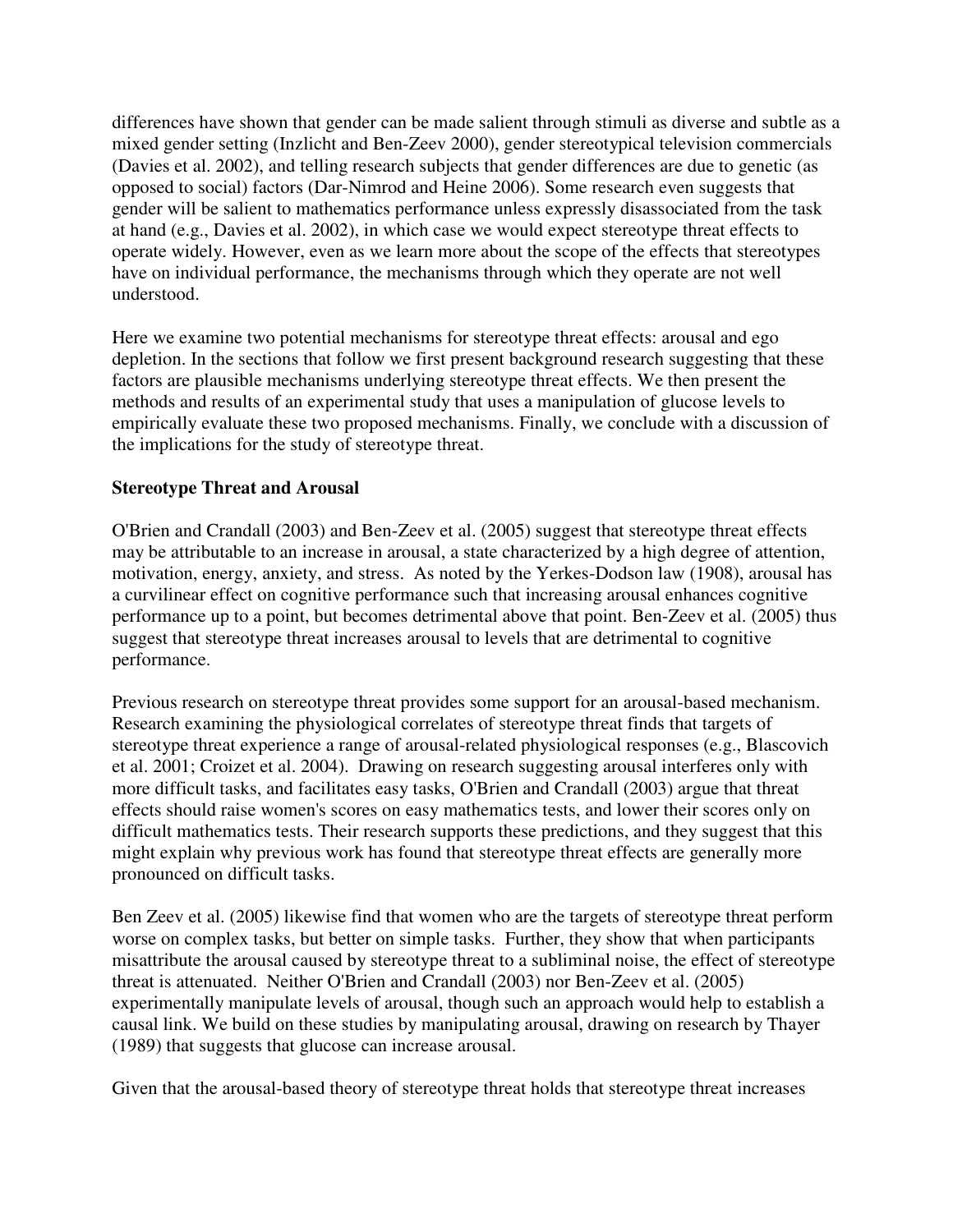differences have shown that gender can be made salient through stimuli as diverse and subtle as a mixed gender setting (Inzlicht and Ben-Zeev 2000), gender stereotypical television commercials (Davies et al. 2002), and telling research subjects that gender differences are due to genetic (as opposed to social) factors (Dar-Nimrod and Heine 2006). Some research even suggests that gender will be salient to mathematics performance unless expressly disassociated from the task at hand (e.g., Davies et al. 2002), in which case we would expect stereotype threat effects to operate widely. However, even as we learn more about the scope of the effects that stereotypes have on individual performance, the mechanisms through which they operate are not well understood.

Here we examine two potential mechanisms for stereotype threat effects: arousal and ego depletion. In the sections that follow we first present background research suggesting that these factors are plausible mechanisms underlying stereotype threat effects. We then present the methods and results of an experimental study that uses a manipulation of glucose levels to empirically evaluate these two proposed mechanisms. Finally, we conclude with a discussion of the implications for the study of stereotype threat.

**Stereotype Threat and Arousal**

O'Brien and Crandall (2003) and Ben-Zeev et al. (2005) suggest that stereotype threat effects may be attributable to an increase in arousal, a state characterized by a high degree of attention, motivation, energy, anxiety, and stress. As noted by the Yerkes-Dodson law (1908), arousal has a curvilinear effect on cognitive performance such that increasing arousal enhances cognitive performance up to a point, but becomes detrimental above that point. Ben-Zeev et al. (2005) thus suggest that stereotype threat increases arousal to levels that are detrimental to cognitive performance.

Previous research on stereotype threat provides some support for an arousal-based mechanism. Research examining the physiological correlates of stereotype threat finds that targets of stereotype threat experience a range of arousal-related physiological responses (e.g., Blascovich et al. 2001; Croizet et al. 2004). Drawing on research suggesting arousal interferes only with more difficult tasks, and facilitates easy tasks, O'Brien and Crandall (2003) argue that threat effects should raise women's scores on easy mathematics tests, and lower their scores only on difficult mathematics tests. Their research supports these predictions, and they suggest that this might explain why previous work has found that stereotype threat effects are generally more pronounced on difficult tasks.

Ben Zeev et al. (2005) likewise find that women who are the targets of stereotype threat perform worse on complex tasks, but better on simple tasks. Further, they show that when participants misattribute the arousal caused by stereotype threat to a subliminal noise, the effect of stereotype threat is attenuated. Neither O'Brien and Crandall (2003) nor Ben-Zeev et al. (2005) experimentally manipulate levels of arousal, though such an approach would help to establish a causal link. We build on these studies by manipulating arousal, drawing on research by Thayer (1989) that suggests that glucose can increase arousal.

Given that the arousal-based theory of stereotype threat holds that stereotype threat increases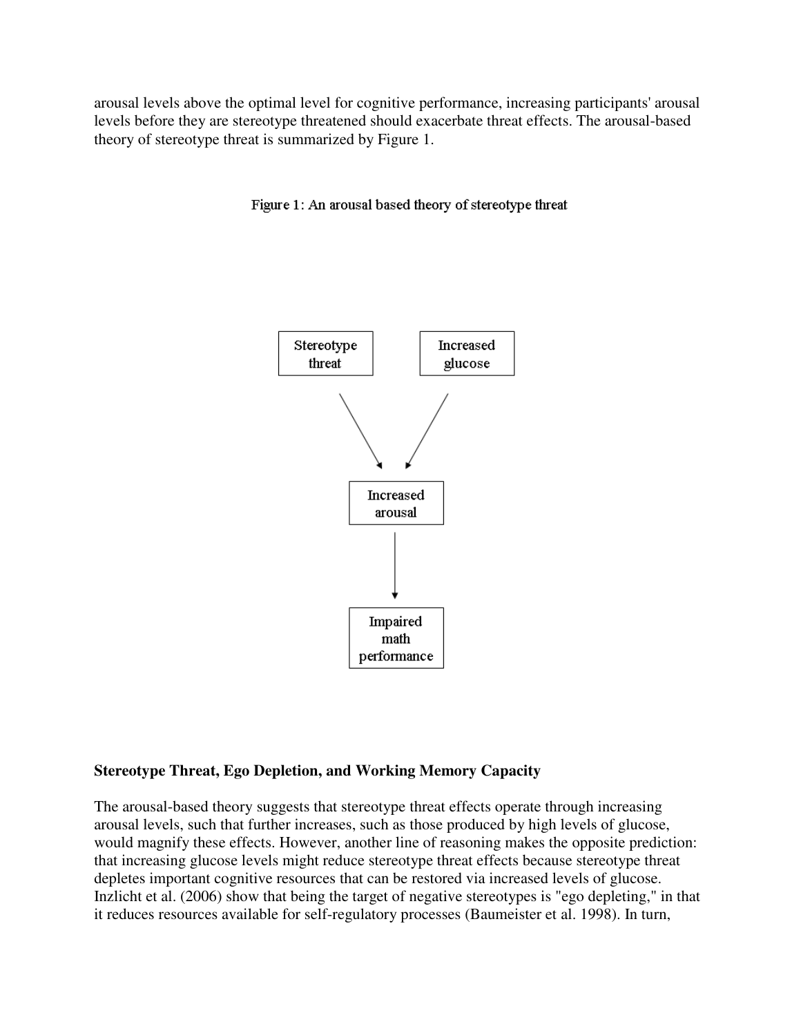arousal levels above the optimal level for cognitive performance, increasing participants' arousal levels before they are stereotype threatened should exacerbate threat effects. The arousal-based theory of stereotype threat is summarized by Figure 1.

Figure 1: An arousal based theory of stereotype threat

## Stereotype Threat, Ego Depletion, and Working Memory Capacity

The arousal-based theory suggests that stereotype threat effects operate through increasing arousal levels, such that further increases, such as those produced by high levels of glucose, would magnify these effects. However, another line of reasoning makes the opposite prediction: that increasing glucose levels might reduce stereotype threat effects because stereotype threat depletes important cognitive resources that can be restored via increased levels of glucose. Inzlicht et al. (2006) show that being the target of negative stereotypes is "ego depleting," in that it reduces resources available for self-regulatory processes (Baumeister et al. 1998). In turn,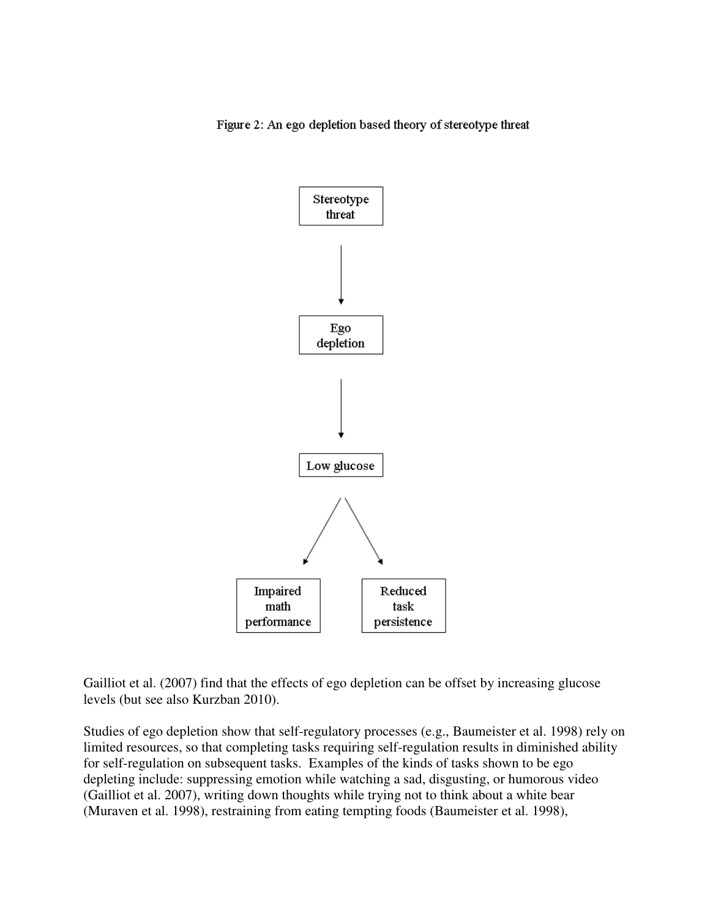Figure 2: An ego depletion based theory of stereotype threat

Stereotype threat → Ego depletion → Low glucose → Impaired math performance; Reduced task persistence

Gailliot et al. (2007) find that the effects of ego depletion can be offset by increasing glucose levels (but see also Kurzban 2010).

Studies of ego depletion show that self-regulatory processes (e.g., Baumeister et al. 1998) rely on limited resources, so that completing tasks requiring self-regulation results in diminished ability for self-regulation on subsequent tasks. Examples of the kinds of tasks shown to be ego depleting include: suppressing emotion while watching a sad, disgusting, or humorous video (Gailliot et al. 2007), writing down thoughts while trying not to think about a white bear (Muraven et al. 1998), restraining from eating tempting foods (Baumeister et al. 1998),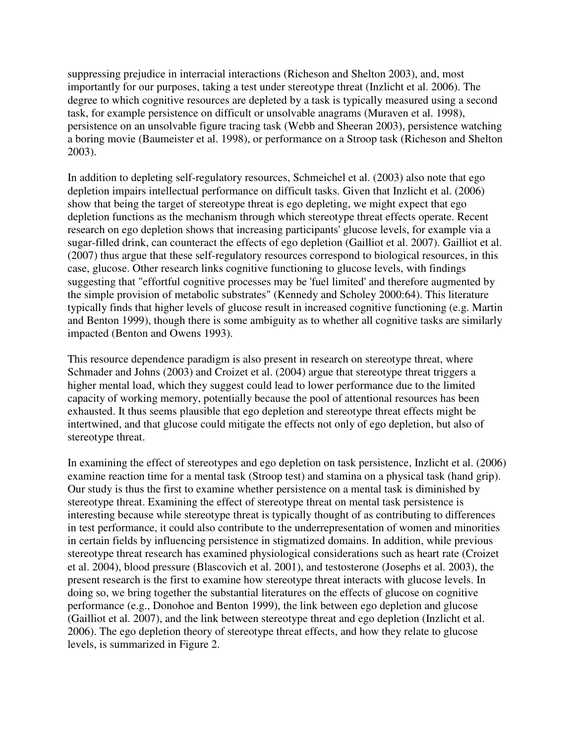suppressing prejudice in interracial interactions (Richeson and Shelton 2003), and, most importantly for our purposes, taking a test under stereotype threat (Inzlicht et al. 2006). The degree to which cognitive resources are depleted by a task is typically measured using a second task, for example persistence on difficult or unsolvable anagrams (Muraven et al. 1998), persistence on an unsolvable figure tracing task (Webb and Sheeran 2003), persistence watching a boring movie (Baumeister et al. 1998), or performance on a Stroop task (Richeson and Shelton 2003).

In addition to depleting self-regulatory resources, Schmeichel et al. (2003) also note that ego depletion impairs intellectual performance on difficult tasks. Given that Inzlicht et al. (2006) show that being the target of stereotype threat is ego depleting, we might expect that ego depletion functions as the mechanism through which stereotype threat effects operate. Recent research on ego depletion shows that increasing participants' glucose levels, for example via a sugar-filled drink, can counteract the effects of ego depletion (Gailliot et al. 2007). Gailliot et al. (2007) thus argue that these self-regulatory resources correspond to biological resources, in this case, glucose. Other research links cognitive functioning to glucose levels, with findings suggesting that "effortful cognitive processes may be 'fuel limited' and therefore augmented by the simple provision of metabolic substrates" (Kennedy and Scholey 2000:64). This literature typically finds that higher levels of glucose result in increased cognitive functioning (e.g. Martin and Benton 1999), though there is some ambiguity as to whether all cognitive tasks are similarly impacted (Benton and Owens 1993).

This resource dependence paradigm is also present in research on stereotype threat, where Schmader and Johns (2003) and Croizet et al. (2004) argue that stereotype threat triggers a higher mental load, which they suggest could lead to lower performance due to the limited capacity of working memory, potentially because the pool of attentional resources has been exhausted. It thus seems plausible that ego depletion and stereotype threat effects might be intertwined, and that glucose could mitigate the effects not only of ego depletion, but also of stereotype threat.

In examining the effect of stereotypes and ego depletion on task persistence, Inzlicht et al. (2006) examine reaction time for a mental task (Stroop test) and stamina on a physical task (hand grip). Our study is thus the first to examine whether persistence on a mental task is diminished by stereotype threat. Examining the effect of stereotype threat on mental task persistence is interesting because while stereotype threat is typically thought of as contributing to differences in test performance, it could also contribute to the underrepresentation of women and minorities in certain fields by influencing persistence in stigmatized domains. In addition, while previous stereotype threat research has examined physiological considerations such as heart rate (Croizet et al. 2004), blood pressure (Blascovich et al. 2001), and testosterone (Josephs et al. 2003), the present research is the first to examine how stereotype threat interacts with glucose levels. In doing so, we bring together the substantial literatures on the effects of glucose on cognitive performance (e.g., Donohoe and Benton 1999), the link between ego depletion and glucose (Gailliot et al. 2007), and the link between stereotype threat and ego depletion (Inzlicht et al. 2006). The ego depletion theory of stereotype threat effects, and how they relate to glucose levels, is summarized in Figure 2.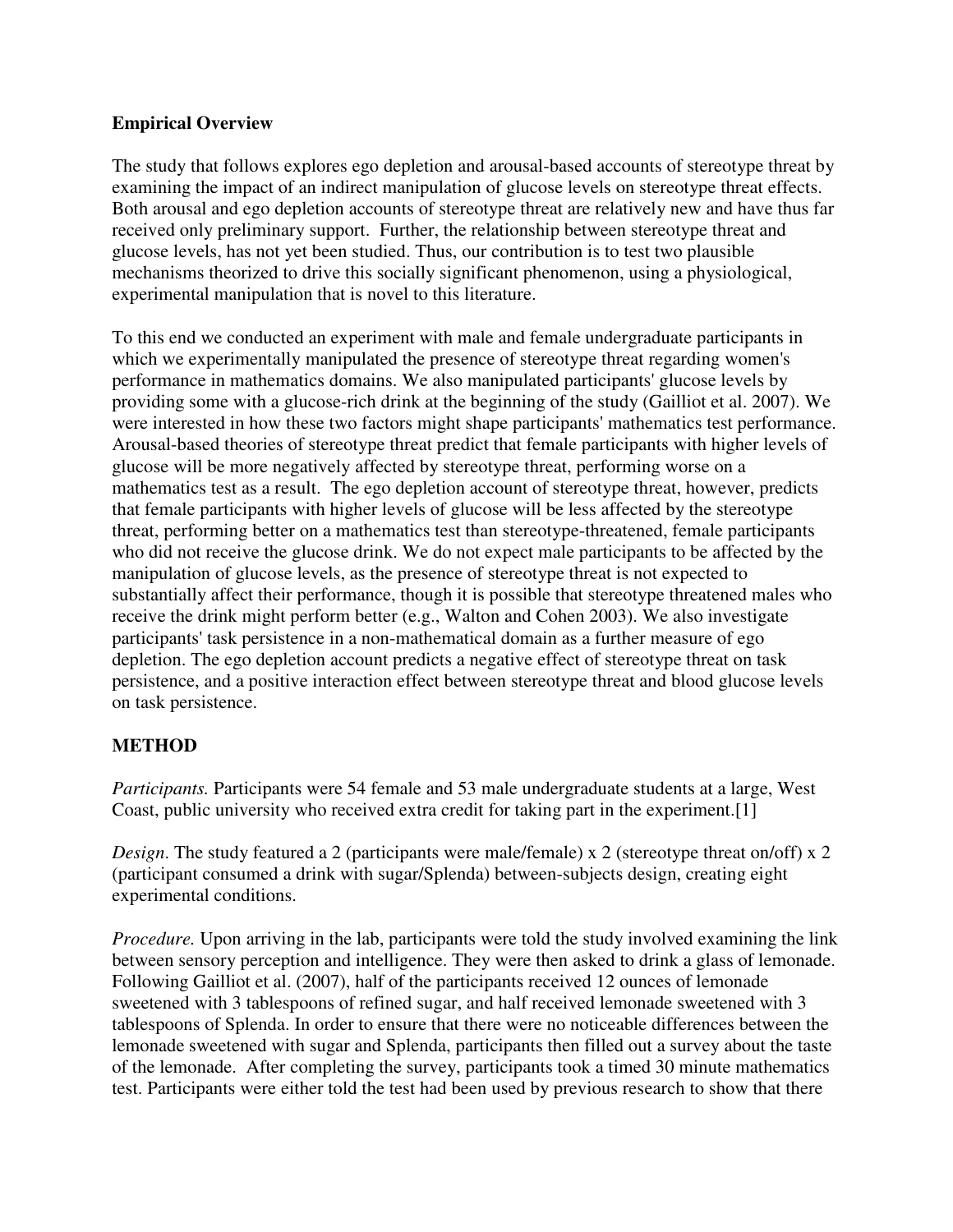## Empirical Overview

The study that follows explores ego depletion and arousal-based accounts of stereotype threat by examining the impact of an indirect manipulation of glucose levels on stereotype threat effects. Both arousal and ego depletion accounts of stereotype threat are relatively new and have thus far received only preliminary support. Further, the relationship between stereotype threat and glucose levels, has not yet been studied. Thus, our contribution is to test two plausible mechanisms theorized to drive this socially significant phenomenon, using a physiological, experimental manipulation that is novel to this literature.

To this end we conducted an experiment with male and female undergraduate participants in which we experimentally manipulated the presence of stereotype threat regarding women's performance in mathematics domains. We also manipulated participants' glucose levels by providing some with a glucose-rich drink at the beginning of the study (Gailliot et al. 2007). We were interested in how these two factors might shape participants' mathematics test performance. Arousal-based theories of stereotype threat predict that female participants with higher levels of glucose will be more negatively affected by stereotype threat, performing worse on a mathematics test as a result. The ego depletion account of stereotype threat, however, predicts that female participants with higher levels of glucose will be less affected by the stereotype threat, performing better on a mathematics test than stereotype-threatened, female participants who did not receive the glucose drink. We do not expect male participants to be affected by the manipulation of glucose levels, as the presence of stereotype threat is not expected to substantially affect their performance, though it is possible that stereotype threatened males who receive the drink might perform better (e.g., Walton and Cohen 2003). We also investigate participants' task persistence in a non-mathematical domain as a further measure of ego depletion. The ego depletion account predicts a negative effect of stereotype threat on task persistence, and a positive interaction effect between stereotype threat and blood glucose levels on task persistence.

## METHOD

*Participants.* Participants were 54 female and 53 male undergraduate students at a large, West Coast, public university who received extra credit for taking part in the experiment.[1]

*Design*. The study featured a 2 (participants were male/female) x 2 (stereotype threat on/off) x 2 (participant consumed a drink with sugar/Splenda) between-subjects design, creating eight experimental conditions.

*Procedure.* Upon arriving in the lab, participants were told the study involved examining the link between sensory perception and intelligence. They were then asked to drink a glass of lemonade. Following Gailliot et al. (2007), half of the participants received 12 ounces of lemonade sweetened with 3 tablespoons of refined sugar, and half received lemonade sweetened with 3 tablespoons of Splenda. In order to ensure that there were no noticeable differences between the lemonade sweetened with sugar and Splenda, participants then filled out a survey about the taste of the lemonade. After completing the survey, participants took a timed 30 minute mathematics test. Participants were either told the test had been used by previous research to show that there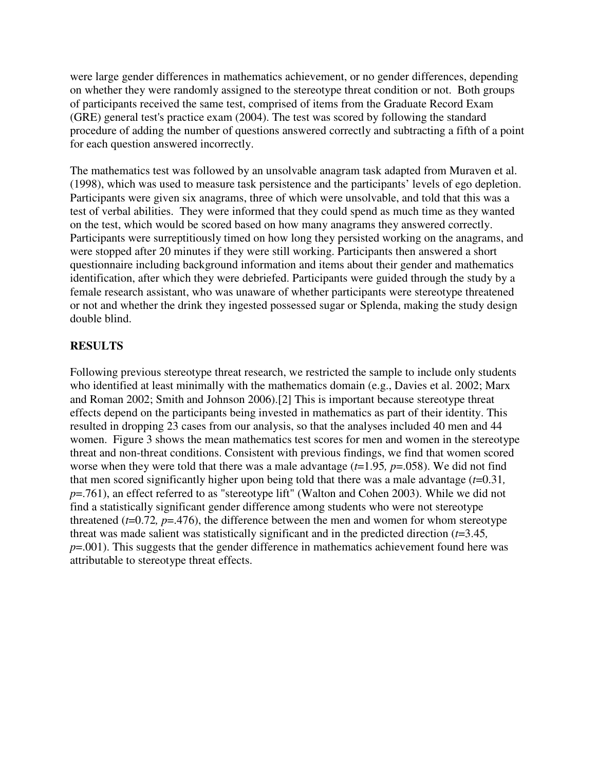were large gender differences in mathematics achievement, or no gender differences, depending on whether they were randomly assigned to the stereotype threat condition or not. Both groups of participants received the same test, comprised of items from the Graduate Record Exam (GRE) general test's practice exam (2004). The test was scored by following the standard procedure of adding the number of questions answered correctly and subtracting a fifth of a point for each question answered incorrectly.

The mathematics test was followed by an unsolvable anagram task adapted from Muraven et al. (1998), which was used to measure task persistence and the participants' levels of ego depletion. Participants were given six anagrams, three of which were unsolvable, and told that this was a test of verbal abilities. They were informed that they could spend as much time as they wanted on the test, which would be scored based on how many anagrams they answered correctly. Participants were surreptitiously timed on how long they persisted working on the anagrams, and were stopped after 20 minutes if they were still working. Participants then answered a short questionnaire including background information and items about their gender and mathematics identification, after which they were debriefed. Participants were guided through the study by a female research assistant, who was unaware of whether participants were stereotype threatened or not and whether the drink they ingested possessed sugar or Splenda, making the study design double blind.

## RESULTS

Following previous stereotype threat research, we restricted the sample to include only students who identified at least minimally with the mathematics domain (e.g., Davies et al. 2002; Marx and Roman 2002; Smith and Johnson 2006).[2] This is important because stereotype threat effects depend on the participants being invested in mathematics as part of their identity. This resulted in dropping 23 cases from our analysis, so that the analyses included 40 men and 44 women. Figure 3 shows the mean mathematics test scores for men and women in the stereotype threat and non-threat conditions. Consistent with previous findings, we find that women scored worse when they were told that there was a male advantage ($t$=1.95, $p$=.058). We did not find that men scored significantly higher upon being told that there was a male advantage ($t$=0.31, $p$=.761), an effect referred to as "stereotype lift" (Walton and Cohen 2003). While we did not find a statistically significant gender difference among students who were not stereotype threatened ($t$=0.72, $p$=.476), the difference between the men and women for whom stereotype threat was made salient was statistically significant and in the predicted direction ($t$=3.45, $p$=.001). This suggests that the gender difference in mathematics achievement found here was attributable to stereotype threat effects.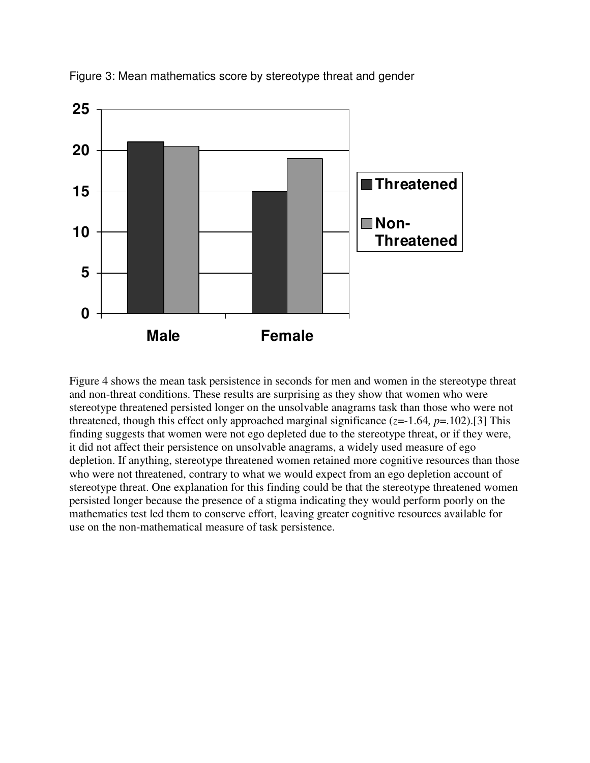Figure 3: Mean mathematics score by stereotype threat and gender

Figure 4 shows the mean task persistence in seconds for men and women in the stereotype threat and non-threat conditions. These results are surprising as they show that women who were stereotype threatened persisted longer on the unsolvable anagrams task than those who were not threatened, though this effect only approached marginal significance ($z$=-1.64, $p$=.102).[3] This finding suggests that women were not ego depleted due to the stereotype threat, or if they were, it did not affect their persistence on unsolvable anagrams, a widely used measure of ego depletion. If anything, stereotype threatened women retained more cognitive resources than those who were not threatened, contrary to what we would expect from an ego depletion account of stereotype threat. One explanation for this finding could be that the stereotype threatened women persisted longer because the presence of a stigma indicating they would perform poorly on the mathematics test led them to conserve effort, leaving greater cognitive resources available for use on the non-mathematical measure of task persistence.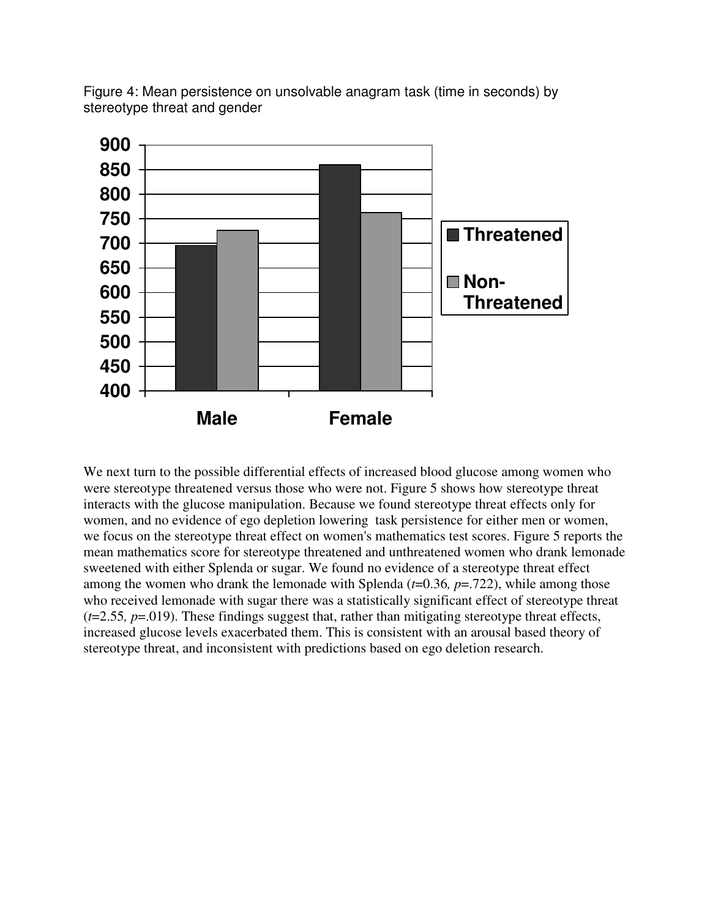Figure 4: Mean persistence on unsolvable anagram task (time in seconds) by stereotype threat and gender

We next turn to the possible differential effects of increased blood glucose among women who were stereotype threatened versus those who were not. Figure 5 shows how stereotype threat interacts with the glucose manipulation. Because we found stereotype threat effects only for women, and no evidence of ego depletion lowering task persistence for either men or women, we focus on the stereotype threat effect on women's mathematics test scores. Figure 5 reports the mean mathematics score for stereotype threatened and unthreatened women who drank lemonade sweetened with either Splenda or sugar. We found no evidence of a stereotype threat effect among the women who drank the lemonade with Splenda ($t$=0.36, $p$=.722), while among those who received lemonade with sugar there was a statistically significant effect of stereotype threat ($t$=2.55, $p$=.019). These findings suggest that, rather than mitigating stereotype threat effects, increased glucose levels exacerbated them. This is consistent with an arousal based theory of stereotype threat, and inconsistent with predictions based on ego deletion research.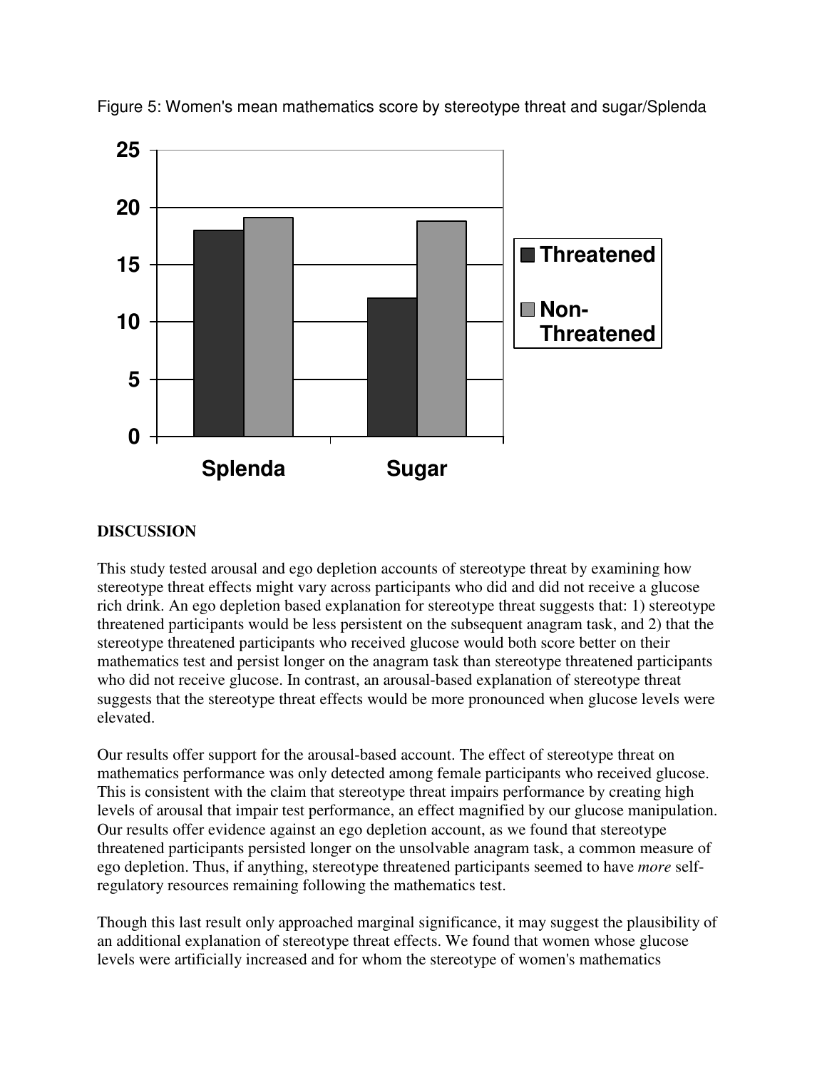Figure 5: Women's mean mathematics score by stereotype threat and sugar/Splenda

**DISCUSSION**

This study tested arousal and ego depletion accounts of stereotype threat by examining how stereotype threat effects might vary across participants who did and did not receive a glucose rich drink. An ego depletion based explanation for stereotype threat suggests that: 1) stereotype threatened participants would be less persistent on the subsequent anagram task, and 2) that the stereotype threatened participants who received glucose would both score better on their mathematics test and persist longer on the anagram task than stereotype threatened participants who did not receive glucose. In contrast, an arousal-based explanation of stereotype threat suggests that the stereotype threat effects would be more pronounced when glucose levels were elevated.

Our results offer support for the arousal-based account. The effect of stereotype threat on mathematics performance was only detected among female participants who received glucose. This is consistent with the claim that stereotype threat impairs performance by creating high levels of arousal that impair test performance, an effect magnified by our glucose manipulation. Our results offer evidence against an ego depletion account, as we found that stereotype threatened participants persisted longer on the unsolvable anagram task, a common measure of ego depletion. Thus, if anything, stereotype threatened participants seemed to have *more* self-regulatory resources remaining following the mathematics test.

Though this last result only approached marginal significance, it may suggest the plausibility of an additional explanation of stereotype threat effects. We found that women whose glucose levels were artificially increased and for whom the stereotype of women's mathematics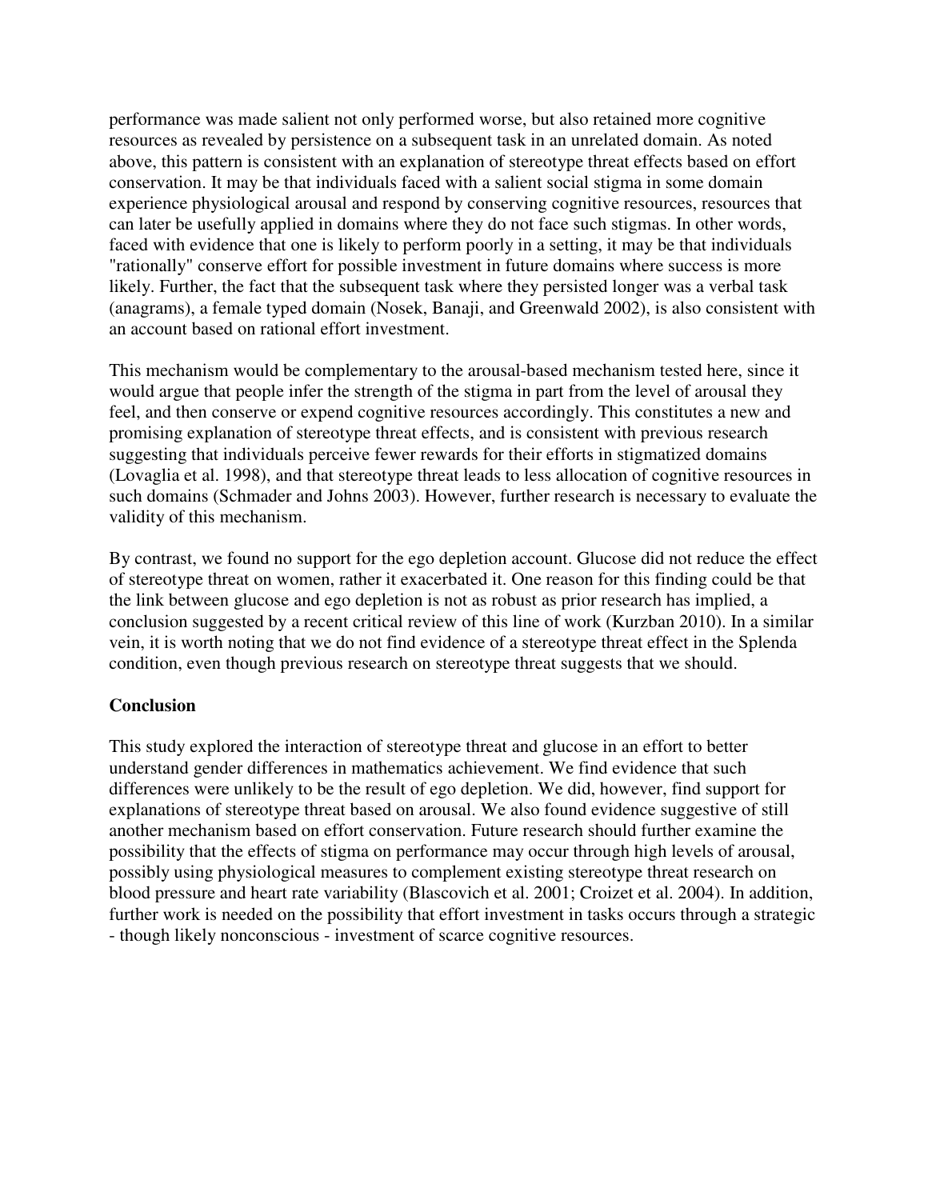performance was made salient not only performed worse, but also retained more cognitive resources as revealed by persistence on a subsequent task in an unrelated domain. As noted above, this pattern is consistent with an explanation of stereotype threat effects based on effort conservation. It may be that individuals faced with a salient social stigma in some domain experience physiological arousal and respond by conserving cognitive resources, resources that can later be usefully applied in domains where they do not face such stigmas. In other words, faced with evidence that one is likely to perform poorly in a setting, it may be that individuals "rationally" conserve effort for possible investment in future domains where success is more likely. Further, the fact that the subsequent task where they persisted longer was a verbal task (anagrams), a female typed domain (Nosek, Banaji, and Greenwald 2002), is also consistent with an account based on rational effort investment.

This mechanism would be complementary to the arousal-based mechanism tested here, since it would argue that people infer the strength of the stigma in part from the level of arousal they feel, and then conserve or expend cognitive resources accordingly. This constitutes a new and promising explanation of stereotype threat effects, and is consistent with previous research suggesting that individuals perceive fewer rewards for their efforts in stigmatized domains (Lovaglia et al. 1998), and that stereotype threat leads to less allocation of cognitive resources in such domains (Schmader and Johns 2003). However, further research is necessary to evaluate the validity of this mechanism.

By contrast, we found no support for the ego depletion account. Glucose did not reduce the effect of stereotype threat on women, rather it exacerbated it. One reason for this finding could be that the link between glucose and ego depletion is not as robust as prior research has implied, a conclusion suggested by a recent critical review of this line of work (Kurzban 2010). In a similar vein, it is worth noting that we do not find evidence of a stereotype threat effect in the Splenda condition, even though previous research on stereotype threat suggests that we should.

## Conclusion

This study explored the interaction of stereotype threat and glucose in an effort to better understand gender differences in mathematics achievement. We find evidence that such differences were unlikely to be the result of ego depletion. We did, however, find support for explanations of stereotype threat based on arousal. We also found evidence suggestive of still another mechanism based on effort conservation. Future research should further examine the possibility that the effects of stigma on performance may occur through high levels of arousal, possibly using physiological measures to complement existing stereotype threat research on blood pressure and heart rate variability (Blascovich et al. 2001; Croizet et al. 2004). In addition, further work is needed on the possibility that effort investment in tasks occurs through a strategic - though likely nonconscious - investment of scarce cognitive resources.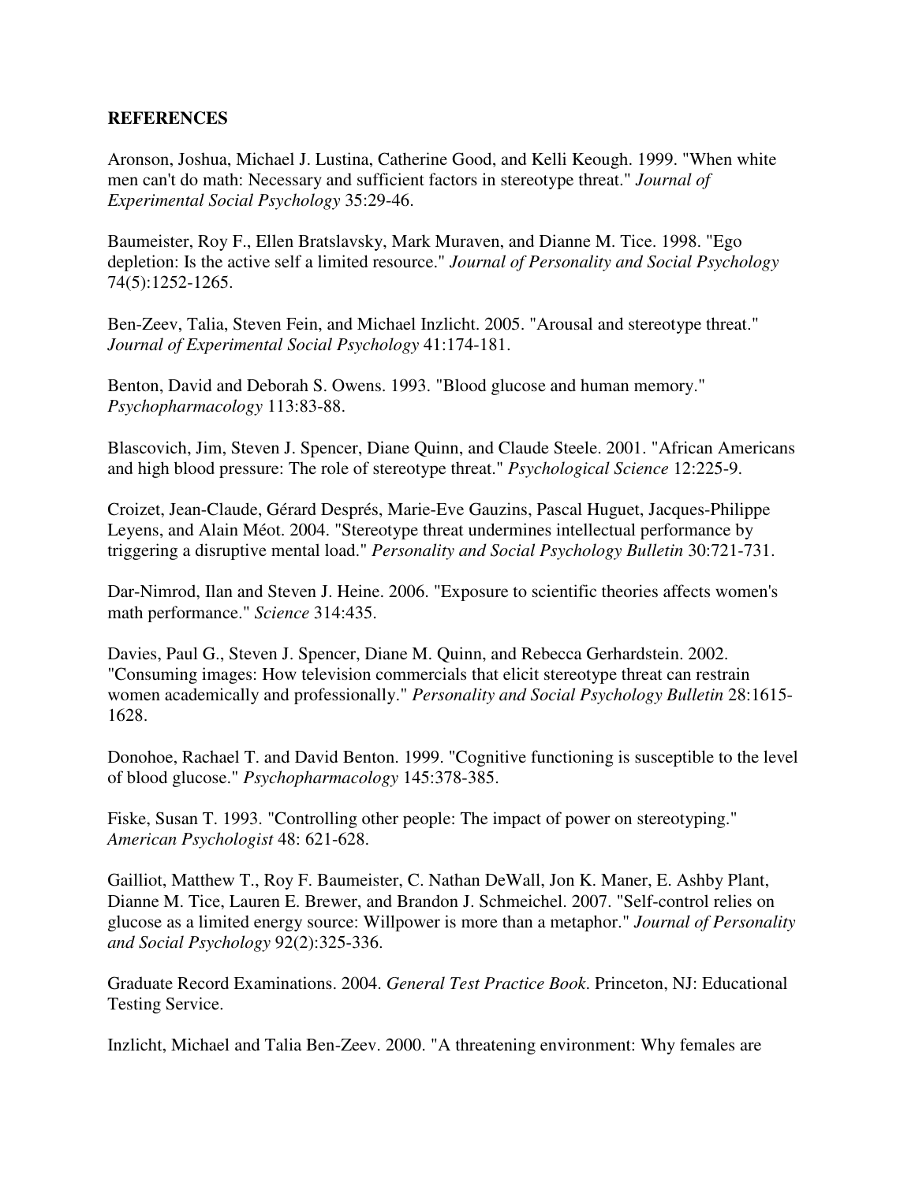**REFERENCES**

Aronson, Joshua, Michael J. Lustina, Catherine Good, and Kelli Keough. 1999. "When white men can't do math: Necessary and sufficient factors in stereotype threat." *Journal of Experimental Social Psychology* 35:29-46.

Baumeister, Roy F., Ellen Bratslavsky, Mark Muraven, and Dianne M. Tice. 1998. "Ego depletion: Is the active self a limited resource." *Journal of Personality and Social Psychology* 74(5):1252-1265.

Ben-Zeev, Talia, Steven Fein, and Michael Inzlicht. 2005. "Arousal and stereotype threat." *Journal of Experimental Social Psychology* 41:174-181.

Benton, David and Deborah S. Owens. 1993. "Blood glucose and human memory." *Psychopharmacology* 113:83-88.

Blascovich, Jim, Steven J. Spencer, Diane Quinn, and Claude Steele. 2001. "African Americans and high blood pressure: The role of stereotype threat." *Psychological Science* 12:225-9.

Croizet, Jean-Claude, Gérard Després, Marie-Eve Gauzins, Pascal Huguet, Jacques-Philippe Leyens, and Alain Méot. 2004. "Stereotype threat undermines intellectual performance by triggering a disruptive mental load." *Personality and Social Psychology Bulletin* 30:721-731.

Dar-Nimrod, Ilan and Steven J. Heine. 2006. "Exposure to scientific theories affects women's math performance." *Science* 314:435.

Davies, Paul G., Steven J. Spencer, Diane M. Quinn, and Rebecca Gerhardstein. 2002. "Consuming images: How television commercials that elicit stereotype threat can restrain women academically and professionally." *Personality and Social Psychology Bulletin* 28:1615-1628.

Donohoe, Rachael T. and David Benton. 1999. "Cognitive functioning is susceptible to the level of blood glucose." *Psychopharmacology* 145:378-385.

Fiske, Susan T. 1993. "Controlling other people: The impact of power on stereotyping." *American Psychologist* 48: 621-628.

Gailliot, Matthew T., Roy F. Baumeister, C. Nathan DeWall, Jon K. Maner, E. Ashby Plant, Dianne M. Tice, Lauren E. Brewer, and Brandon J. Schmeichel. 2007. "Self-control relies on glucose as a limited energy source: Willpower is more than a metaphor." *Journal of Personality and Social Psychology* 92(2):325-336.

Graduate Record Examinations. 2004. *General Test Practice Book*. Princeton, NJ: Educational Testing Service.

Inzlicht, Michael and Talia Ben-Zeev. 2000. "A threatening environment: Why females are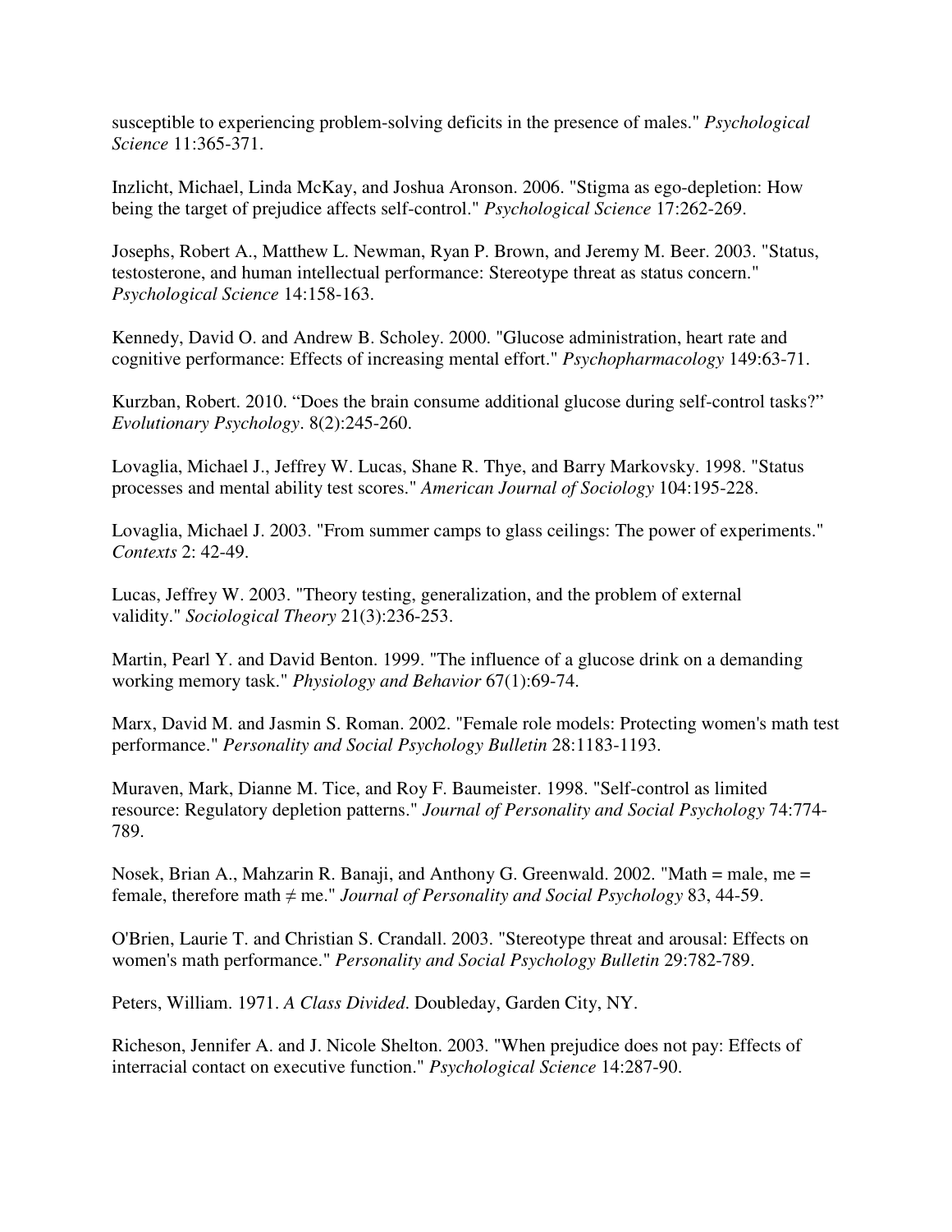susceptible to experiencing problem-solving deficits in the presence of males." *Psychological Science* 11:365-371.

Inzlicht, Michael, Linda McKay, and Joshua Aronson. 2006. "Stigma as ego-depletion: How being the target of prejudice affects self-control." *Psychological Science* 17:262-269.

Josephs, Robert A., Matthew L. Newman, Ryan P. Brown, and Jeremy M. Beer. 2003. "Status, testosterone, and human intellectual performance: Stereotype threat as status concern." *Psychological Science* 14:158-163.

Kennedy, David O. and Andrew B. Scholey. 2000. "Glucose administration, heart rate and cognitive performance: Effects of increasing mental effort." *Psychopharmacology* 149:63-71.

Kurzban, Robert. 2010. "Does the brain consume additional glucose during self-control tasks?" *Evolutionary Psychology*. 8(2):245-260.

Lovaglia, Michael J., Jeffrey W. Lucas, Shane R. Thye, and Barry Markovsky. 1998. "Status processes and mental ability test scores." *American Journal of Sociology* 104:195-228.

Lovaglia, Michael J. 2003. "From summer camps to glass ceilings: The power of experiments." *Contexts* 2: 42-49.

Lucas, Jeffrey W. 2003. "Theory testing, generalization, and the problem of external validity." *Sociological Theory* 21(3):236-253.

Martin, Pearl Y. and David Benton. 1999. "The influence of a glucose drink on a demanding working memory task." *Physiology and Behavior* 67(1):69-74.

Marx, David M. and Jasmin S. Roman. 2002. "Female role models: Protecting women's math test performance." *Personality and Social Psychology Bulletin* 28:1183-1193.

Muraven, Mark, Dianne M. Tice, and Roy F. Baumeister. 1998. "Self-control as limited resource: Regulatory depletion patterns." *Journal of Personality and Social Psychology* 74:774-789.

Nosek, Brian A., Mahzarin R. Banaji, and Anthony G. Greenwald. 2002. "Math = male, me = female, therefore math ≠ me." *Journal of Personality and Social Psychology* 83, 44-59.

O'Brien, Laurie T. and Christian S. Crandall. 2003. "Stereotype threat and arousal: Effects on women's math performance." *Personality and Social Psychology Bulletin* 29:782-789.

Peters, William. 1971. *A Class Divided*. Doubleday, Garden City, NY.

Richeson, Jennifer A. and J. Nicole Shelton. 2003. "When prejudice does not pay: Effects of interracial contact on executive function." *Psychological Science* 14:287-90.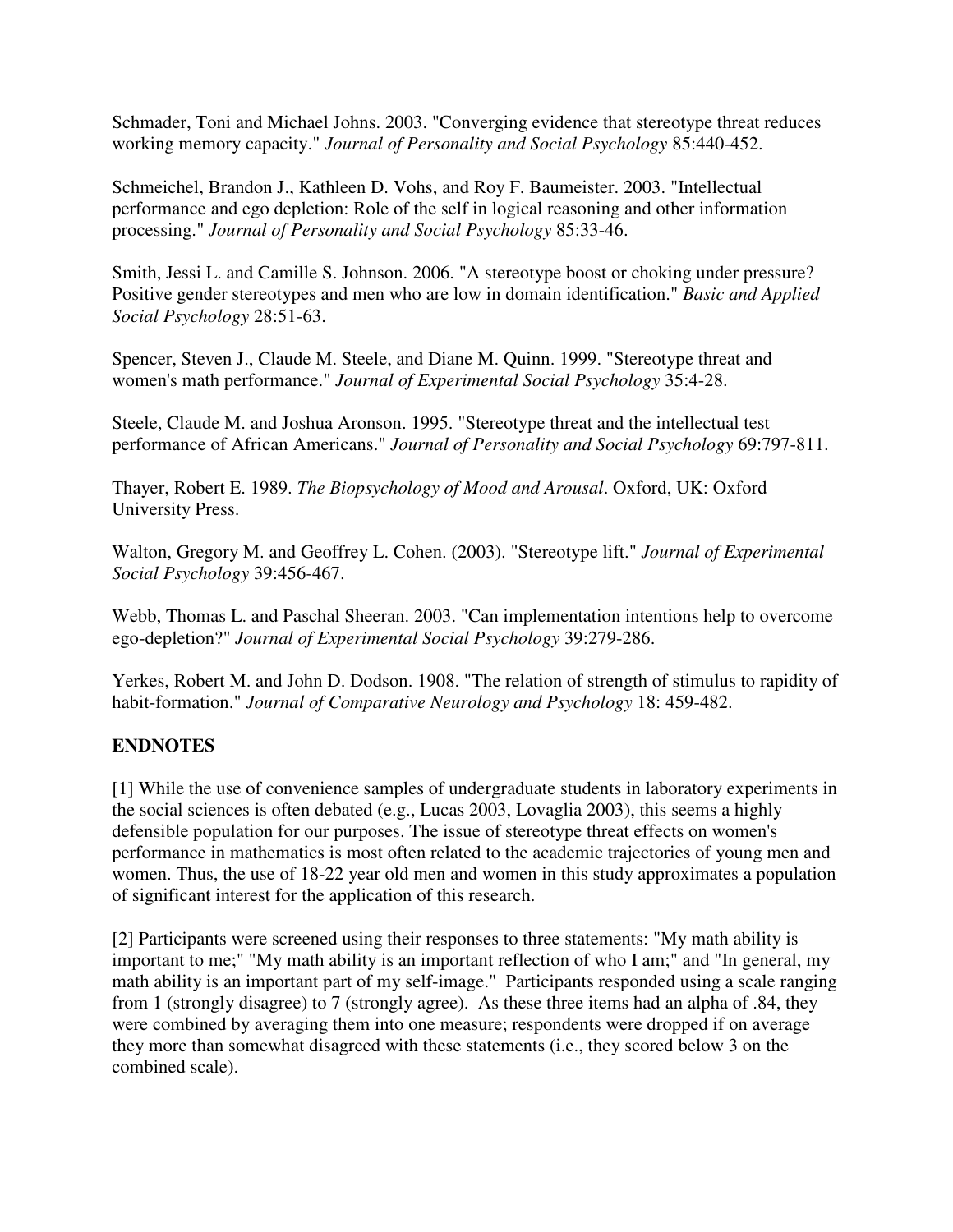Schmader, Toni and Michael Johns. 2003. "Converging evidence that stereotype threat reduces working memory capacity." *Journal of Personality and Social Psychology* 85:440-452.

Schmeichel, Brandon J., Kathleen D. Vohs, and Roy F. Baumeister. 2003. "Intellectual performance and ego depletion: Role of the self in logical reasoning and other information processing." *Journal of Personality and Social Psychology* 85:33-46.

Smith, Jessi L. and Camille S. Johnson. 2006. "A stereotype boost or choking under pressure? Positive gender stereotypes and men who are low in domain identification." *Basic and Applied Social Psychology* 28:51-63.

Spencer, Steven J., Claude M. Steele, and Diane M. Quinn. 1999. "Stereotype threat and women's math performance." *Journal of Experimental Social Psychology* 35:4-28.

Steele, Claude M. and Joshua Aronson. 1995. "Stereotype threat and the intellectual test performance of African Americans." *Journal of Personality and Social Psychology* 69:797-811.

Thayer, Robert E. 1989. *The Biopsychology of Mood and Arousal*. Oxford, UK: Oxford University Press.

Walton, Gregory M. and Geoffrey L. Cohen. (2003). "Stereotype lift." *Journal of Experimental Social Psychology* 39:456-467.

Webb, Thomas L. and Paschal Sheeran. 2003. "Can implementation intentions help to overcome ego-depletion?" *Journal of Experimental Social Psychology* 39:279-286.

Yerkes, Robert M. and John D. Dodson. 1908. "The relation of strength of stimulus to rapidity of habit-formation." *Journal of Comparative Neurology and Psychology* 18: 459-482.

## ENDNOTES

[1] While the use of convenience samples of undergraduate students in laboratory experiments in the social sciences is often debated (e.g., Lucas 2003, Lovaglia 2003), this seems a highly defensible population for our purposes. The issue of stereotype threat effects on women's performance in mathematics is most often related to the academic trajectories of young men and women. Thus, the use of 18-22 year old men and women in this study approximates a population of significant interest for the application of this research.

[2] Participants were screened using their responses to three statements: "My math ability is important to me;" "My math ability is an important reflection of who I am;" and "In general, my math ability is an important part of my self-image." Participants responded using a scale ranging from 1 (strongly disagree) to 7 (strongly agree). As these three items had an alpha of .84, they were combined by averaging them into one measure; respondents were dropped if on average they more than somewhat disagreed with these statements (i.e., they scored below 3 on the combined scale).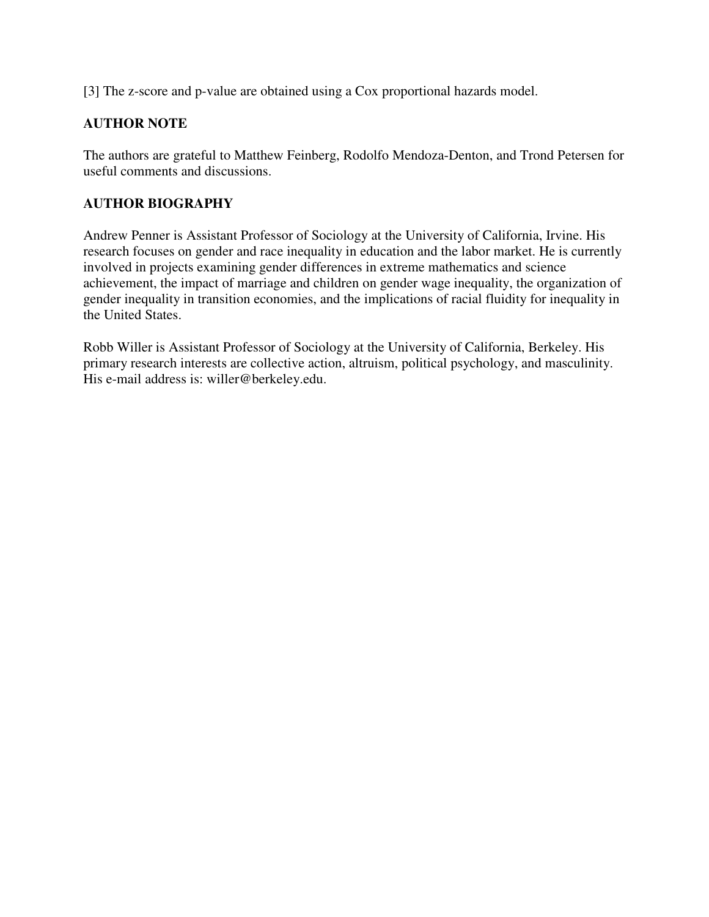[3] The z-score and p-value are obtained using a Cox proportional hazards model.

## AUTHOR NOTE

The authors are grateful to Matthew Feinberg, Rodolfo Mendoza-Denton, and Trond Petersen for useful comments and discussions.

## AUTHOR BIOGRAPHY

Andrew Penner is Assistant Professor of Sociology at the University of California, Irvine. His research focuses on gender and race inequality in education and the labor market. He is currently involved in projects examining gender differences in extreme mathematics and science achievement, the impact of marriage and children on gender wage inequality, the organization of gender inequality in transition economies, and the implications of racial fluidity for inequality in the United States.

Robb Willer is Assistant Professor of Sociology at the University of California, Berkeley. His primary research interests are collective action, altruism, political psychology, and masculinity. His e-mail address is: willer@berkeley.edu.